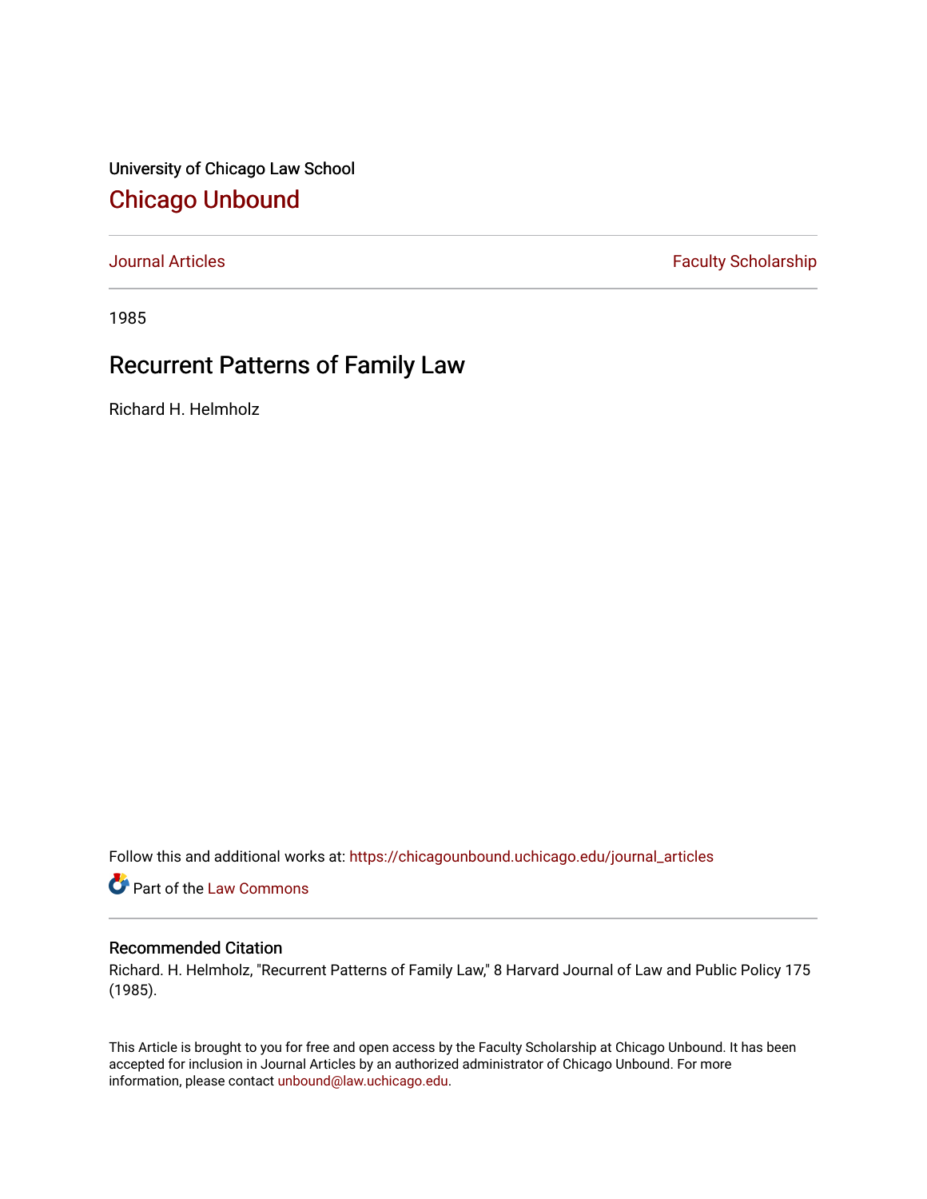University of Chicago Law School

# Chicago Unbound

Journal Articles | Faculty Scholarship

1985

## Recurrent Patterns of Family Law

Richard H. Helmholz

Follow this and additional works at: https://chicagounbound.uchicago.edu/journal_articles

Part of the Law Commons

### Recommended Citation

Richard. H. Helmholz, "Recurrent Patterns of Family Law," 8 Harvard Journal of Law and Public Policy 175 (1985).

This Article is brought to you for free and open access by the Faculty Scholarship at Chicago Unbound. It has been accepted for inclusion in Journal Articles by an authorized administrator of Chicago Unbound. For more information, please contact unbound@law.uchicago.edu.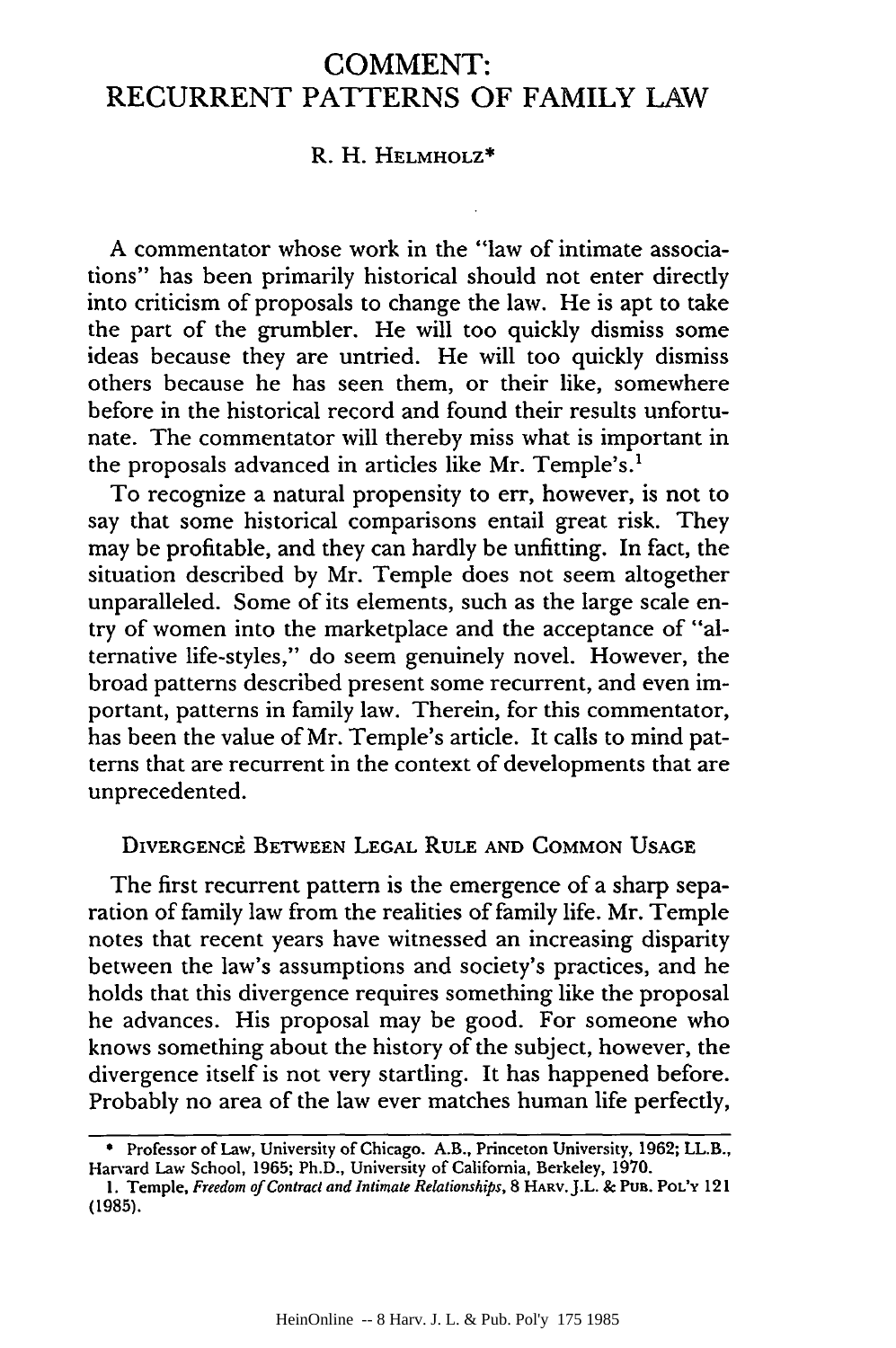# COMMENT: RECURRENT PATTERNS OF FAMILY LAW

R. H. HELMHOLZ*

A commentator whose work in the "law of intimate associations" has been primarily historical should not enter directly into criticism of proposals to change the law. He is apt to take the part of the grumbler. He will too quickly dismiss some ideas because they are untried. He will too quickly dismiss others because he has seen them, or their like, somewhere before in the historical record and found their results unfortunate. The commentator will thereby miss what is important in the proposals advanced in articles like Mr. Temple's.[1]

To recognize a natural propensity to err, however, is not to say that some historical comparisons entail great risk. They may be profitable, and they can hardly be unfitting. In fact, the situation described by Mr. Temple does not seem altogether unparalleled. Some of its elements, such as the large scale entry of women into the marketplace and the acceptance of "alternative life-styles," do seem genuinely novel. However, the broad patterns described present some recurrent, and even important, patterns in family law. Therein, for this commentator, has been the value of Mr. Temple's article. It calls to mind patterns that are recurrent in the context of developments that are unprecedented.

## DIVERGENCE BETWEEN LEGAL RULE AND COMMON USAGE

The first recurrent pattern is the emergence of a sharp separation of family law from the realities of family life. Mr. Temple notes that recent years have witnessed an increasing disparity between the law's assumptions and society's practices, and he holds that this divergence requires something like the proposal he advances. His proposal may be good. For someone who knows something about the history of the subject, however, the divergence itself is not very startling. It has happened before. Probably no area of the law ever matches human life perfectly,

---

* Professor of Law, University of Chicago. A.B., Princeton University, 1962; LL.B., Harvard Law School, 1965; Ph.D., University of California, Berkeley, 1970.

1. Temple, *Freedom of Contract and Intimate Relationships*, 8 HARV. J.L. & PUB. POL'Y 121 (1985).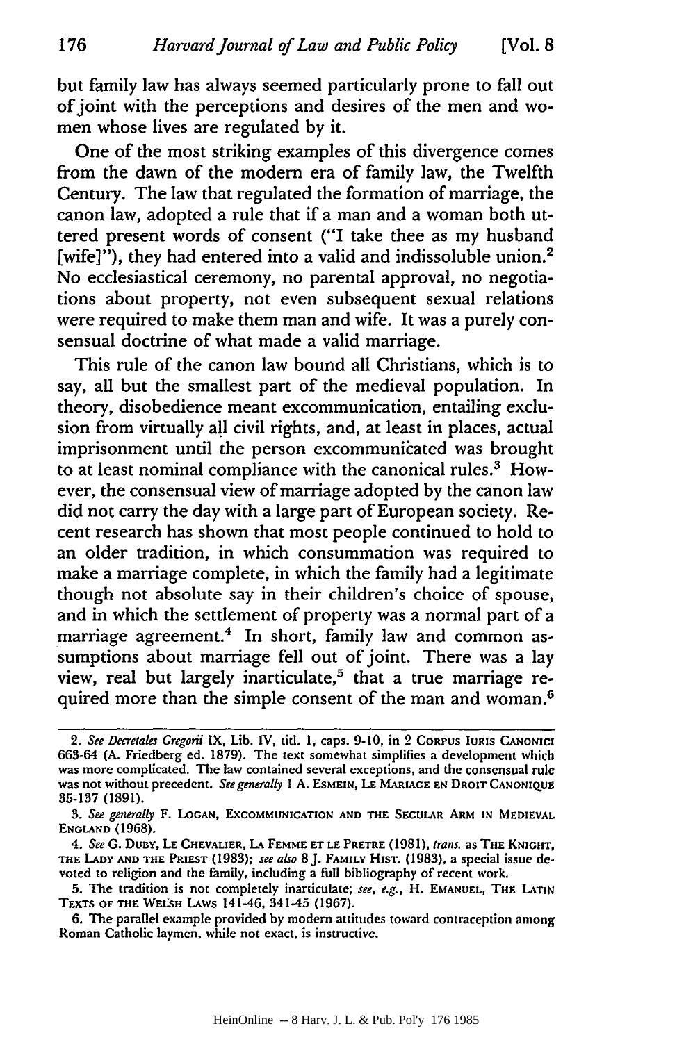but family law has always seemed particularly prone to fall out of joint with the perceptions and desires of the men and women whose lives are regulated by it.

One of the most striking examples of this divergence comes from the dawn of the modern era of family law, the Twelfth Century. The law that regulated the formation of marriage, the canon law, adopted a rule that if a man and a woman both uttered present words of consent ("I take thee as my husband [wife]"), they had entered into a valid and indissoluble union.[2] No ecclesiastical ceremony, no parental approval, no negotiations about property, not even subsequent sexual relations were required to make them man and wife. It was a purely consensual doctrine of what made a valid marriage.

This rule of the canon law bound all Christians, which is to say, all but the smallest part of the medieval population. In theory, disobedience meant excommunication, entailing exclusion from virtually all civil rights, and, at least in places, actual imprisonment until the person excommunicated was brought to at least nominal compliance with the canonical rules.[3] However, the consensual view of marriage adopted by the canon law did not carry the day with a large part of European society. Recent research has shown that most people continued to hold to an older tradition, in which consummation was required to make a marriage complete, in which the family had a legitimate though not absolute say in their children's choice of spouse, and in which the settlement of property was a normal part of a marriage agreement.[4] In short, family law and common assumptions about marriage fell out of joint. There was a lay view, real but largely inarticulate,[5] that a true marriage required more than the simple consent of the man and woman.[6]

---

2. *See Decretales Gregorii* IX, Lib. IV, titl. 1, caps. 9-10, in 2 CORPUS IURIS CANONICI 663-64 (A. Friedberg ed. 1879). The text somewhat simplifies a development which was more complicated. The law contained several exceptions, and the consensual rule was not without precedent. *See generally* 1 A. ESMEIN, LE MARIAGE EN DROIT CANONIQUE 35-137 (1891).

3. *See generally* F. LOGAN, EXCOMMUNICATION AND THE SECULAR ARM IN MEDIEVAL ENGLAND (1968).

4. *See* G. DUBY, LE CHEVALIER, LA FEMME ET LE PRETRE (1981), *trans.* as THE KNIGHT, THE LADY AND THE PRIEST (1983); *see also* 8 J. FAMILY HIST. (1983), a special issue devoted to religion and the family, including a full bibliography of recent work.

5. The tradition is not completely inarticulate; *see, e.g.*, H. EMANUEL, THE LATIN TEXTS OF THE WELSH LAWS 141-46, 341-45 (1967).

6. The parallel example provided by modern attitudes toward contraception among Roman Catholic laymen, while not exact, is instructive.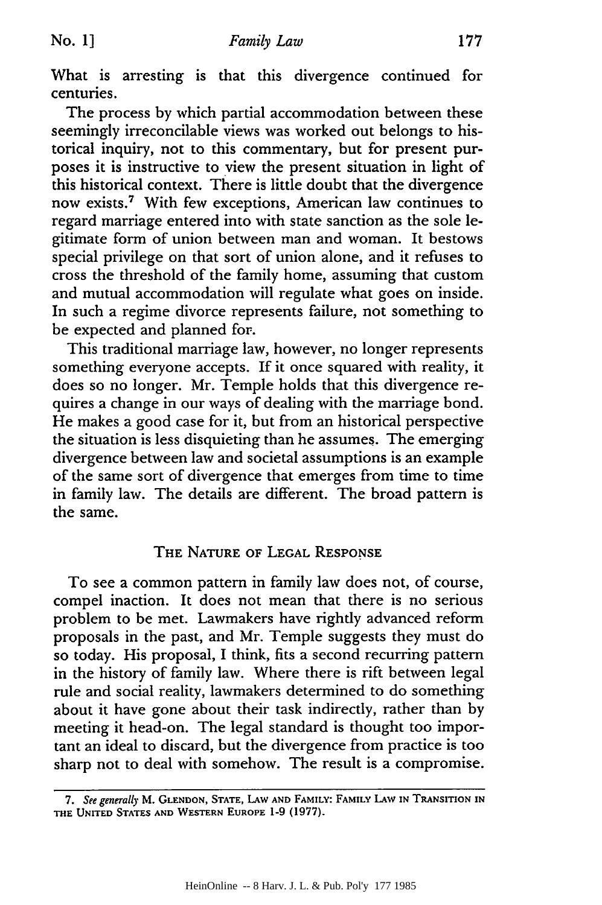What is arresting is that this divergence continued for centuries.

The process by which partial accommodation between these seemingly irreconcilable views was worked out belongs to historical inquiry, not to this commentary, but for present purposes it is instructive to view the present situation in light of this historical context. There is little doubt that the divergence now exists.[7] With few exceptions, American law continues to regard marriage entered into with state sanction as the sole legitimate form of union between man and woman. It bestows special privilege on that sort of union alone, and it refuses to cross the threshold of the family home, assuming that custom and mutual accommodation will regulate what goes on inside. In such a regime divorce represents failure, not something to be expected and planned for.

This traditional marriage law, however, no longer represents something everyone accepts. If it once squared with reality, it does so no longer. Mr. Temple holds that this divergence requires a change in our ways of dealing with the marriage bond. He makes a good case for it, but from an historical perspective the situation is less disquieting than he assumes. The emerging divergence between law and societal assumptions is an example of the same sort of divergence that emerges from time to time in family law. The details are different. The broad pattern is the same.

## The Nature of Legal Response

To see a common pattern in family law does not, of course, compel inaction. It does not mean that there is no serious problem to be met. Lawmakers have rightly advanced reform proposals in the past, and Mr. Temple suggests they must do so today. His proposal, I think, fits a second recurring pattern in the history of family law. Where there is rift between legal rule and social reality, lawmakers determined to do something about it have gone about their task indirectly, rather than by meeting it head-on. The legal standard is thought too important an ideal to discard, but the divergence from practice is too sharp not to deal with somehow. The result is a compromise.

---

7. *See generally* M. Glendon, State, Law and Family: Family Law in Transition in the United States and Western Europe 1-9 (1977).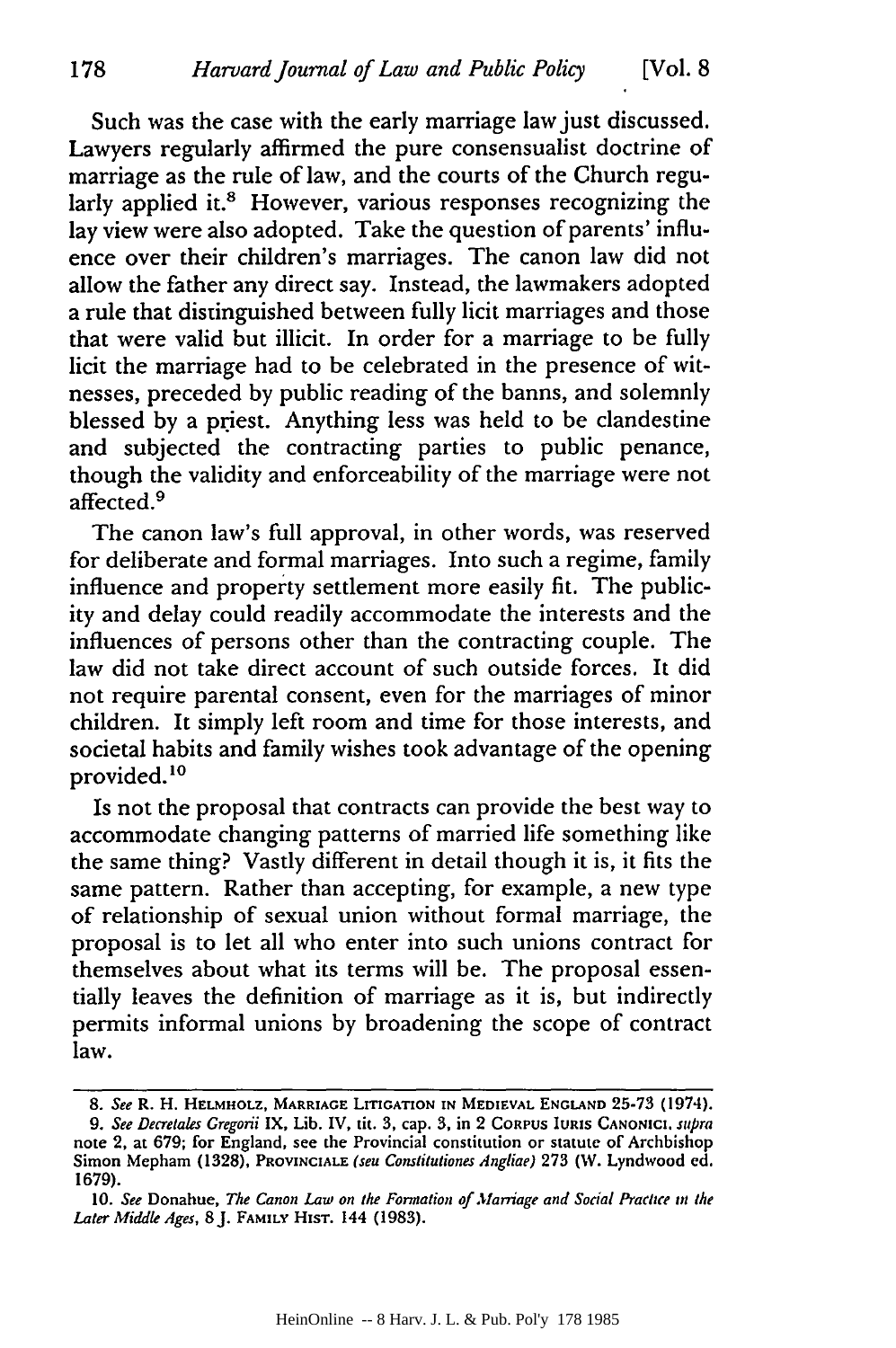Such was the case with the early marriage law just discussed. Lawyers regularly affirmed the pure consensualist doctrine of marriage as the rule of law, and the courts of the Church regularly applied it.[8] However, various responses recognizing the lay view were also adopted. Take the question of parents' influence over their children's marriages. The canon law did not allow the father any direct say. Instead, the lawmakers adopted a rule that distinguished between fully licit marriages and those that were valid but illicit. In order for a marriage to be fully licit the marriage had to be celebrated in the presence of witnesses, preceded by public reading of the banns, and solemnly blessed by a priest. Anything less was held to be clandestine and subjected the contracting parties to public penance, though the validity and enforceability of the marriage were not affected.[9]

The canon law's full approval, in other words, was reserved for deliberate and formal marriages. Into such a regime, family influence and property settlement more easily fit. The publicity and delay could readily accommodate the interests and the influences of persons other than the contracting couple. The law did not take direct account of such outside forces. It did not require parental consent, even for the marriages of minor children. It simply left room and time for those interests, and societal habits and family wishes took advantage of the opening provided.[10]

Is not the proposal that contracts can provide the best way to accommodate changing patterns of married life something like the same thing? Vastly different in detail though it is, it fits the same pattern. Rather than accepting, for example, a new type of relationship of sexual union without formal marriage, the proposal is to let all who enter into such unions contract for themselves about what its terms will be. The proposal essentially leaves the definition of marriage as it is, but indirectly permits informal unions by broadening the scope of contract law.

---

8. *See* R. H. Helmholz, Marriage Litigation in Medieval England 25-73 (1974).

9. *See Decretales Gregorii* IX, Lib. IV, tit. 3, cap. 3, in 2 Corpus Iuris Canonici, *supra* note 2, at 679; for England, see the Provincial constitution or statute of Archbishop Simon Mepham (1328), Provinciale *(seu Constitutiones Angliae)* 273 (W. Lyndwood ed. 1679).

10. *See* Donahue, *The Canon Law on the Formation of Marriage and Social Practice in the Later Middle Ages*, 8 J. Family Hist. 144 (1983).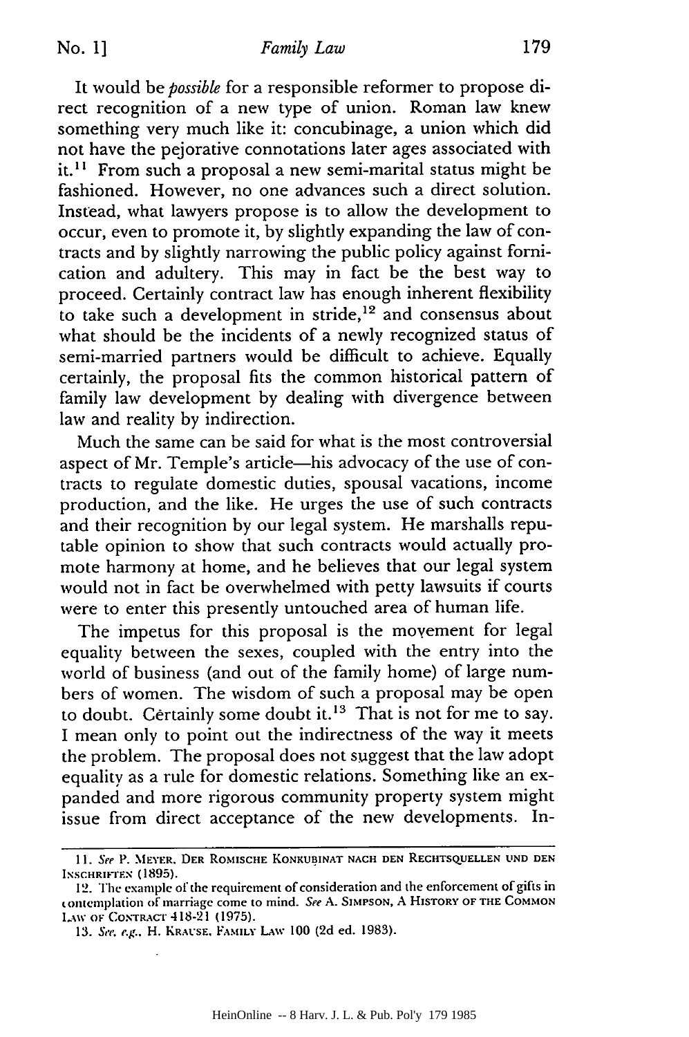It would be *possible* for a responsible reformer to propose direct recognition of a new type of union. Roman law knew something very much like it: concubinage, a union which did not have the pejorative connotations later ages associated with it.[11] From such a proposal a new semi-marital status might be fashioned. However, no one advances such a direct solution. Instead, what lawyers propose is to allow the development to occur, even to promote it, by slightly expanding the law of contracts and by slightly narrowing the public policy against fornication and adultery. This may in fact be the best way to proceed. Certainly contract law has enough inherent flexibility to take such a development in stride,[12] and consensus about what should be the incidents of a newly recognized status of semi-married partners would be difficult to achieve. Equally certainly, the proposal fits the common historical pattern of family law development by dealing with divergence between law and reality by indirection.

Much the same can be said for what is the most controversial aspect of Mr. Temple's article—his advocacy of the use of contracts to regulate domestic duties, spousal vacations, income production, and the like. He urges the use of such contracts and their recognition by our legal system. He marshalls reputable opinion to show that such contracts would actually promote harmony at home, and he believes that our legal system would not in fact be overwhelmed with petty lawsuits if courts were to enter this presently untouched area of human life.

The impetus for this proposal is the movement for legal equality between the sexes, coupled with the entry into the world of business (and out of the family home) of large numbers of women. The wisdom of such a proposal may be open to doubt. Certainly some doubt it.[13] That is not for me to say. I mean only to point out the indirectness of the way it meets the problem. The proposal does not suggest that the law adopt equality as a rule for domestic relations. Something like an expanded and more rigorous community property system might issue from direct acceptance of the new developments. In-

---

11. *See* P. MEYER, DER ROMISCHE KONKUBINAT NACH DEN RECHTSQUELLEN UND DEN INSCHRIFTEN (1895).

12. The example of the requirement of consideration and the enforcement of gifts in contemplation of marriage come to mind. *See* A. SIMPSON, A HISTORY OF THE COMMON LAW OF CONTRACT 418-21 (1975).

13. *See, e.g.*, H. KRAUSE, FAMILY LAW 100 (2d ed. 1983).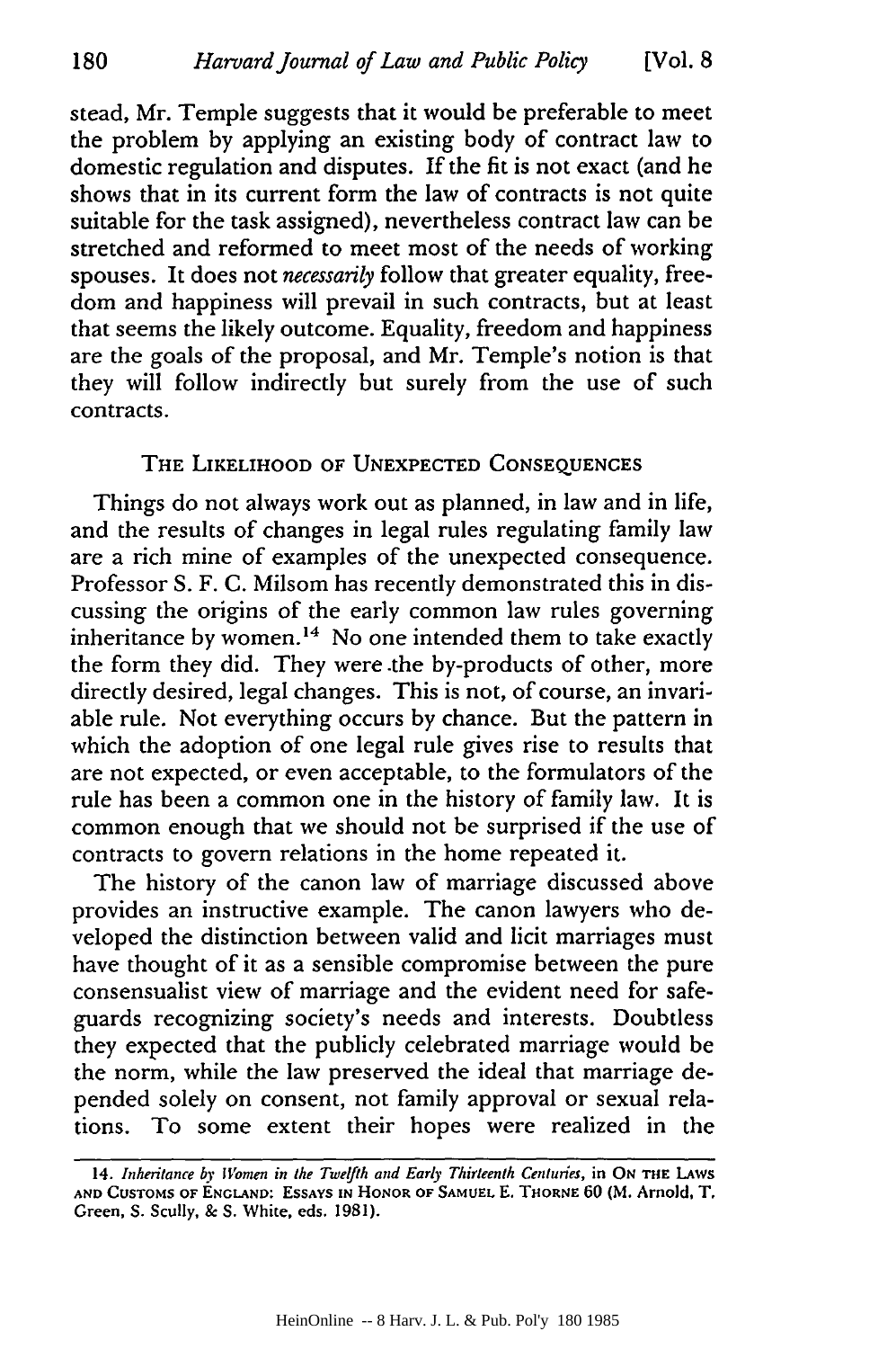stead, Mr. Temple suggests that it would be preferable to meet the problem by applying an existing body of contract law to domestic regulation and disputes. If the fit is not exact (and he shows that in its current form the law of contracts is not quite suitable for the task assigned), nevertheless contract law can be stretched and reformed to meet most of the needs of working spouses. It does not *necessarily* follow that greater equality, freedom and happiness will prevail in such contracts, but at least that seems the likely outcome. Equality, freedom and happiness are the goals of the proposal, and Mr. Temple's notion is that they will follow indirectly but surely from the use of such contracts.

## THE LIKELIHOOD OF UNEXPECTED CONSEQUENCES

Things do not always work out as planned, in law and in life, and the results of changes in legal rules regulating family law are a rich mine of examples of the unexpected consequence. Professor S. F. C. Milsom has recently demonstrated this in discussing the origins of the early common law rules governing inheritance by women.[14] No one intended them to take exactly the form they did. They were the by-products of other, more directly desired, legal changes. This is not, of course, an invariable rule. Not everything occurs by chance. But the pattern in which the adoption of one legal rule gives rise to results that are not expected, or even acceptable, to the formulators of the rule has been a common one in the history of family law. It is common enough that we should not be surprised if the use of contracts to govern relations in the home repeated it.

The history of the canon law of marriage discussed above provides an instructive example. The canon lawyers who developed the distinction between valid and licit marriages must have thought of it as a sensible compromise between the pure consensualist view of marriage and the evident need for safeguards recognizing society's needs and interests. Doubtless they expected that the publicly celebrated marriage would be the norm, while the law preserved the ideal that marriage depended solely on consent, not family approval or sexual relations. To some extent their hopes were realized in the

---

14. *Inheritance by Women in the Twelfth and Early Thirteenth Centuries*, in ON THE LAWS AND CUSTOMS OF ENGLAND: ESSAYS IN HONOR OF SAMUEL E. THORNE 60 (M. Arnold, T. Green, S. Scully, & S. White, eds. 1981).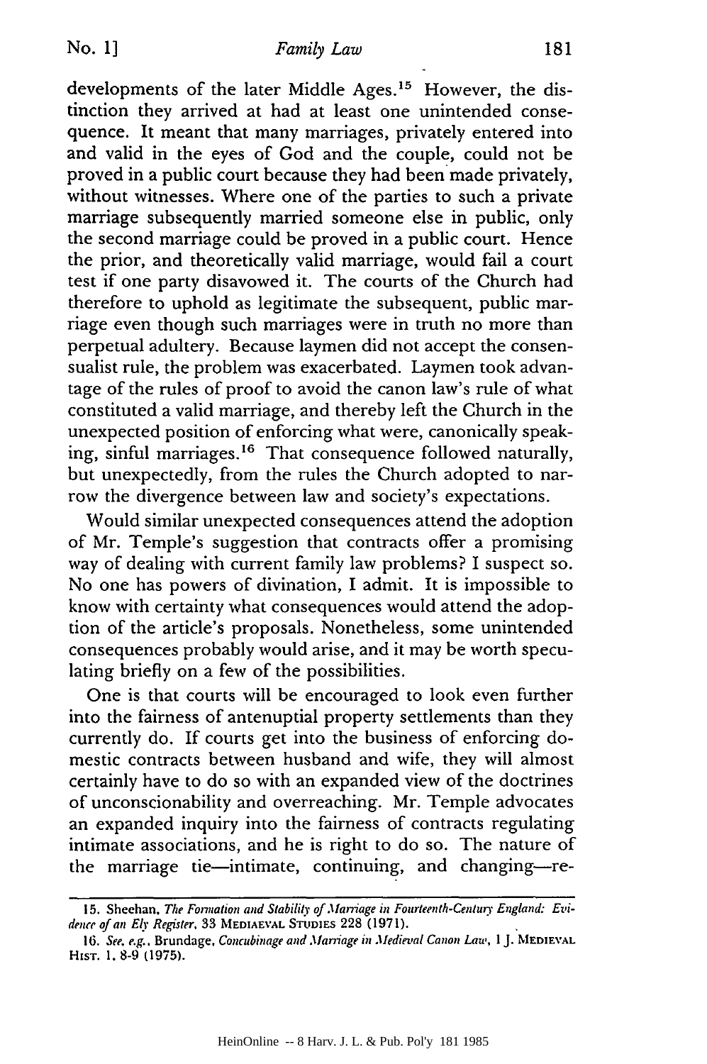developments of the later Middle Ages.[15] However, the distinction they arrived at had at least one unintended consequence. It meant that many marriages, privately entered into and valid in the eyes of God and the couple, could not be proved in a public court because they had been made privately, without witnesses. Where one of the parties to such a private marriage subsequently married someone else in public, only the second marriage could be proved in a public court. Hence the prior, and theoretically valid marriage, would fail a court test if one party disavowed it. The courts of the Church had therefore to uphold as legitimate the subsequent, public marriage even though such marriages were in truth no more than perpetual adultery. Because laymen did not accept the consensualist rule, the problem was exacerbated. Laymen took advantage of the rules of proof to avoid the canon law's rule of what constituted a valid marriage, and thereby left the Church in the unexpected position of enforcing what were, canonically speaking, sinful marriages.[16] That consequence followed naturally, but unexpectedly, from the rules the Church adopted to narrow the divergence between law and society's expectations.

Would similar unexpected consequences attend the adoption of Mr. Temple's suggestion that contracts offer a promising way of dealing with current family law problems? I suspect so. No one has powers of divination, I admit. It is impossible to know with certainty what consequences would attend the adoption of the article's proposals. Nonetheless, some unintended consequences probably would arise, and it may be worth speculating briefly on a few of the possibilities.

One is that courts will be encouraged to look even further into the fairness of antenuptial property settlements than they currently do. If courts get into the business of enforcing domestic contracts between husband and wife, they will almost certainly have to do so with an expanded view of the doctrines of unconscionability and overreaching. Mr. Temple advocates an expanded inquiry into the fairness of contracts regulating intimate associations, and he is right to do so. The nature of the marriage tie—intimate, continuing, and changing—re-

---

15. Sheehan, *The Formation and Stability of Marriage in Fourteenth-Century England: Evidence of an Ely Register*, 33 MEDIAEVAL STUDIES 228 (1971).

16. *See, e.g.*, Brundage, *Concubinage and Marriage in Medieval Canon Law*, 1 J. MEDIEVAL HIST. 1, 8-9 (1975).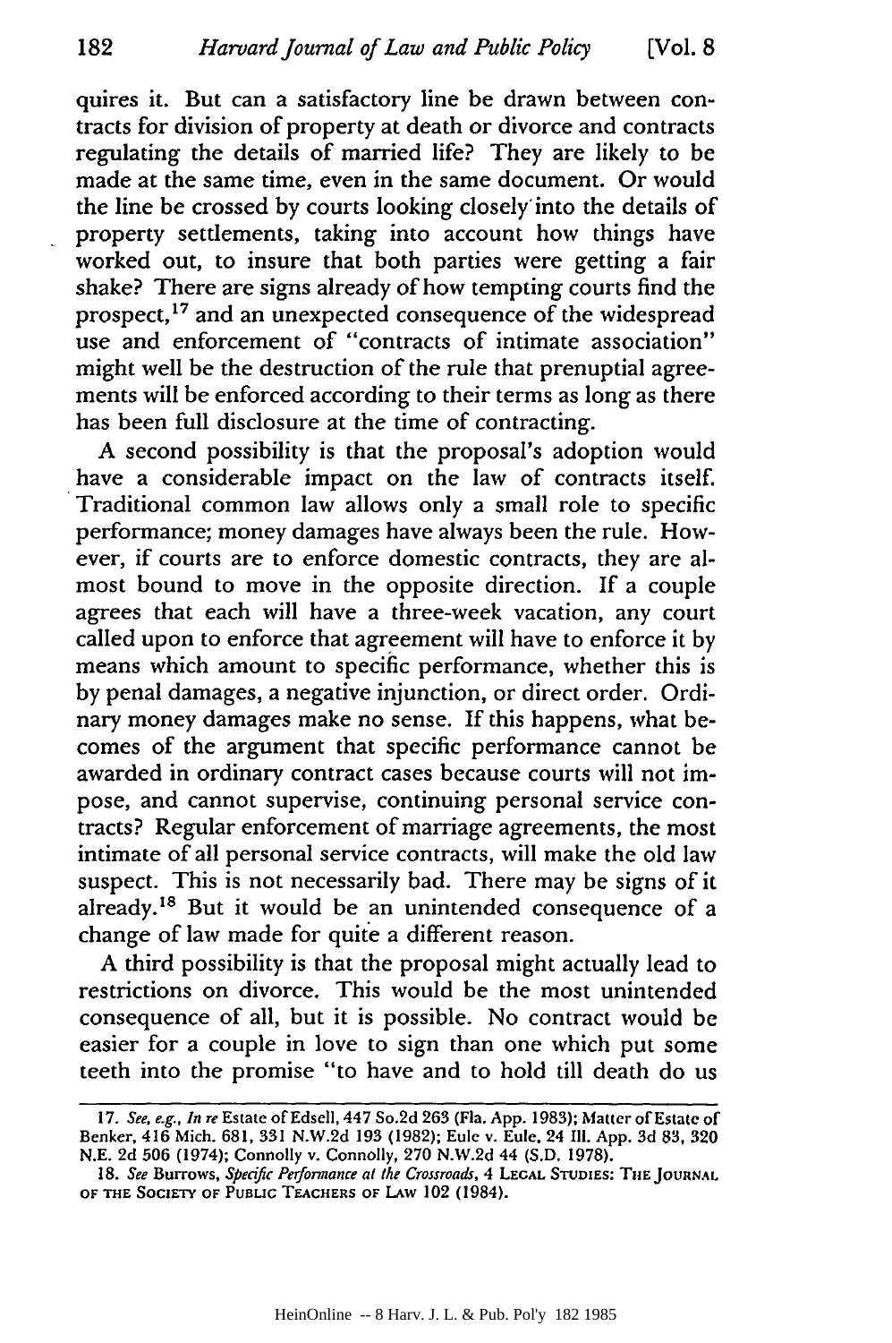quires it. But can a satisfactory line be drawn between contracts for division of property at death or divorce and contracts regulating the details of married life? They are likely to be made at the same time, even in the same document. Or would the line be crossed by courts looking closely into the details of property settlements, taking into account how things have worked out, to insure that both parties were getting a fair shake? There are signs already of how tempting courts find the prospect,[17] and an unexpected consequence of the widespread use and enforcement of "contracts of intimate association" might well be the destruction of the rule that prenuptial agreements will be enforced according to their terms as long as there has been full disclosure at the time of contracting.

A second possibility is that the proposal's adoption would have a considerable impact on the law of contracts itself. Traditional common law allows only a small role to specific performance; money damages have always been the rule. However, if courts are to enforce domestic contracts, they are almost bound to move in the opposite direction. If a couple agrees that each will have a three-week vacation, any court called upon to enforce that agreement will have to enforce it by means which amount to specific performance, whether this is by penal damages, a negative injunction, or direct order. Ordinary money damages make no sense. If this happens, what becomes of the argument that specific performance cannot be awarded in ordinary contract cases because courts will not impose, and cannot supervise, continuing personal service contracts? Regular enforcement of marriage agreements, the most intimate of all personal service contracts, will make the old law suspect. This is not necessarily bad. There may be signs of it already.[18] But it would be an unintended consequence of a change of law made for quite a different reason.

A third possibility is that the proposal might actually lead to restrictions on divorce. This would be the most unintended consequence of all, but it is possible. No contract would be easier for a couple in love to sign than one which put some teeth into the promise "to have and to hold till death do us

---

17. *See, e.g., In re* Estate of Edsell, 447 So.2d 263 (Fla. App. 1983); Matter of Estate of Benker, 416 Mich. 681, 331 N.W.2d 193 (1982); Eule v. Eule, 24 Ill. App. 3d 83, 320 N.E. 2d 506 (1974); Connolly v. Connolly, 270 N.W.2d 44 (S.D. 1978).

18. *See* Burrows, *Specific Performance at the Crossroads*, 4 LEGAL STUDIES: THE JOURNAL OF THE SOCIETY OF PUBLIC TEACHERS OF LAW 102 (1984).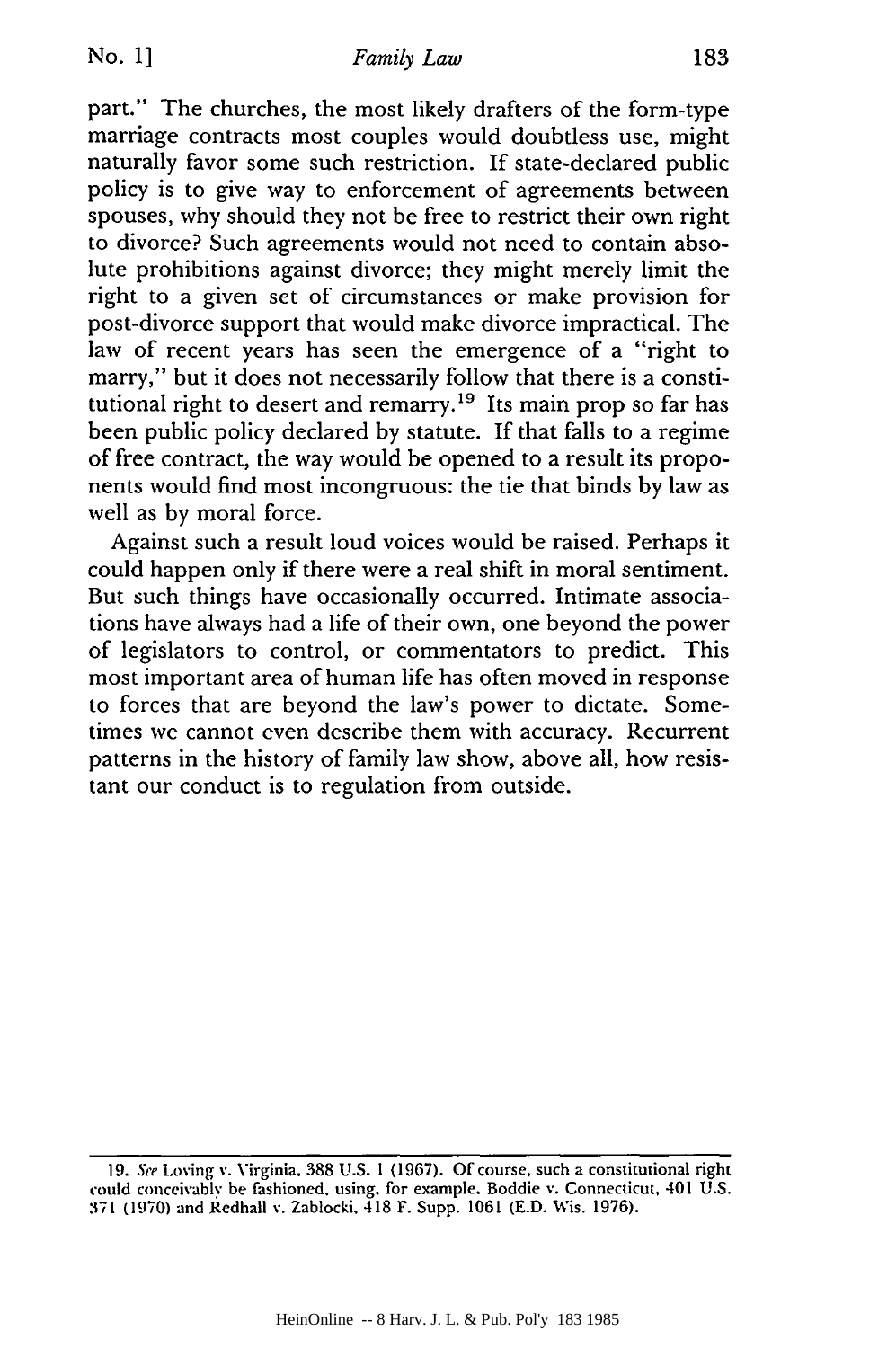part." The churches, the most likely drafters of the form-type marriage contracts most couples would doubtless use, might naturally favor some such restriction. If state-declared public policy is to give way to enforcement of agreements between spouses, why should they not be free to restrict their own right to divorce? Such agreements would not need to contain absolute prohibitions against divorce; they might merely limit the right to a given set of circumstances or make provision for post-divorce support that would make divorce impractical. The law of recent years has seen the emergence of a "right to marry," but it does not necessarily follow that there is a constitutional right to desert and remarry.[19] Its main prop so far has been public policy declared by statute. If that falls to a regime of free contract, the way would be opened to a result its proponents would find most incongruous: the tie that binds by law as well as by moral force.

Against such a result loud voices would be raised. Perhaps it could happen only if there were a real shift in moral sentiment. But such things have occasionally occurred. Intimate associations have always had a life of their own, one beyond the power of legislators to control, or commentators to predict. This most important area of human life has often moved in response to forces that are beyond the law's power to dictate. Sometimes we cannot even describe them with accuracy. Recurrent patterns in the history of family law show, above all, how resistant our conduct is to regulation from outside.

---

19. *See* Loving v. Virginia, 388 U.S. 1 (1967). Of course, such a constitutional right could conceivably be fashioned, using, for example, Boddie v. Connecticut, 401 U.S. 371 (1970) and Redhall v. Zablocki, 418 F. Supp. 1061 (E.D. Wis. 1976).